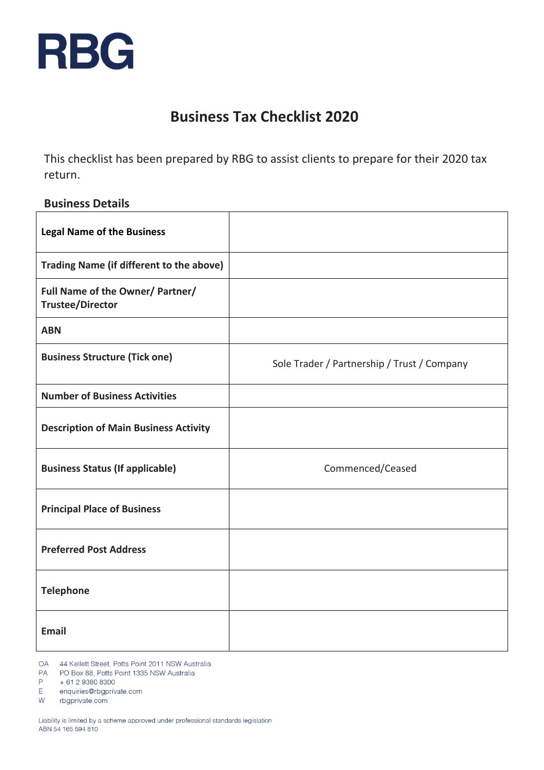RBG

# Business Tax Checklist 2020

This checklist has been prepared by RBG to assist clients to prepare for their 2020 tax return.

## Business Details

| | |
|---|---|
| **Legal Name of the Business** | |
| **Trading Name (if different to the above)** | |
| **Full Name of the Owner/ Partner/ Trustee/Director** | |
| **ABN** | |
| **Business Structure (Tick one)** | Sole Trader / Partnership / Trust / Company |
| **Number of Business Activities** | |
| **Description of Main Business Activity** | |
| **Business Status (If applicable)** | Commenced/Ceased |
| **Principal Place of Business** | |
| **Preferred Post Address** | |
| **Telephone** | |
| **Email** | |

OA 44 Kellett Street, Potts Point 2011 NSW Australia
PA PO Box 88, Potts Point 1335 NSW Australia
P + 61 2 9380 8300
E enquiries@rbgprivate.com
W rbgprivate.com

Liability is limited by a scheme approved under professional standards legislation
ABN 54 165 594 810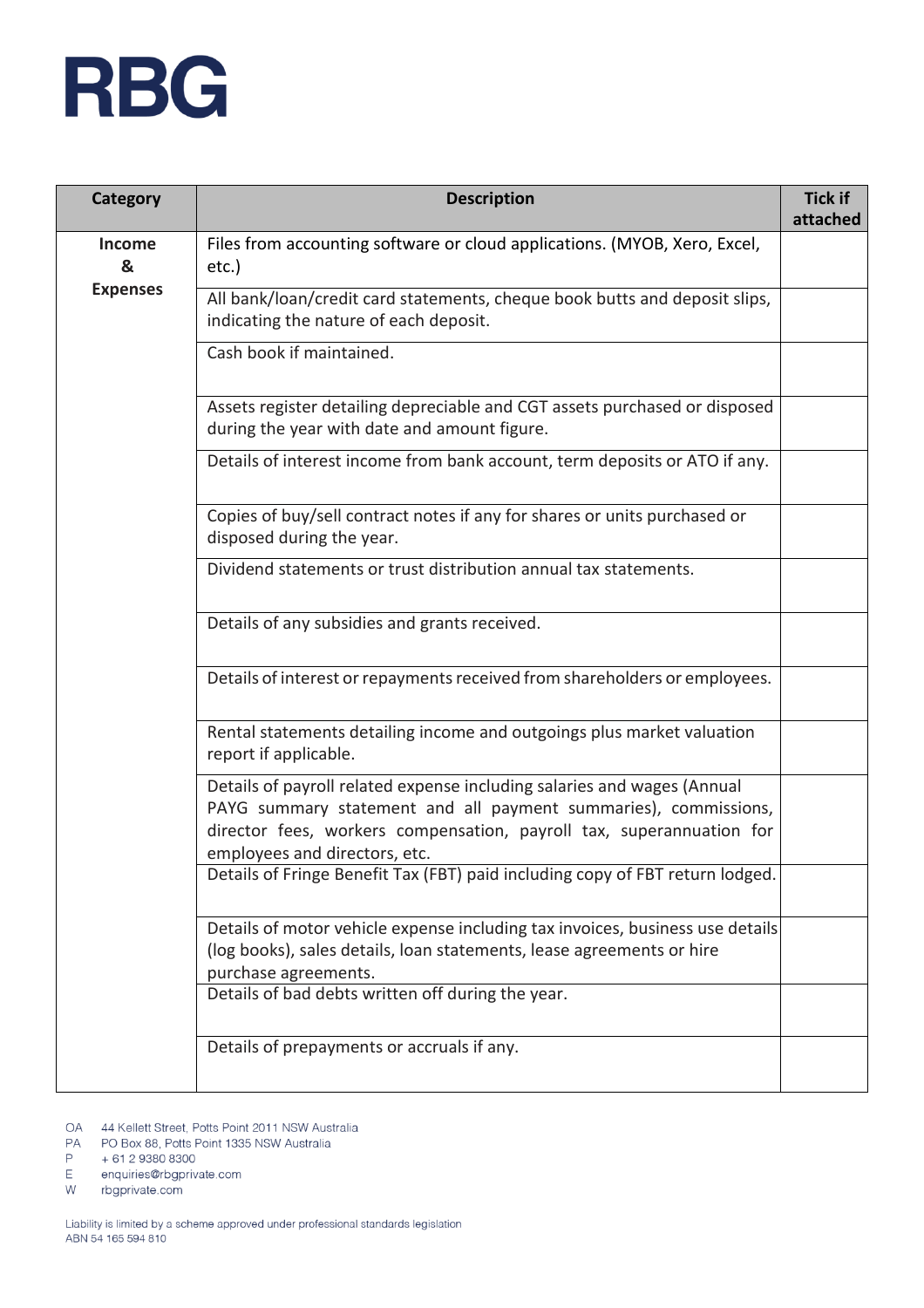**RBG**

| Category | Description | Tick if attached |
|---|---|---|
| **Income & Expenses** | Files from accounting software or cloud applications. (MYOB, Xero, Excel, etc.) | |
| | All bank/loan/credit card statements, cheque book butts and deposit slips, indicating the nature of each deposit. | |
| | Cash book if maintained. | |
| | Assets register detailing depreciable and CGT assets purchased or disposed during the year with date and amount figure. | |
| | Details of interest income from bank account, term deposits or ATO if any. | |
| | Copies of buy/sell contract notes if any for shares or units purchased or disposed during the year. | |
| | Dividend statements or trust distribution annual tax statements. | |
| | Details of any subsidies and grants received. | |
| | Details of interest or repayments received from shareholders or employees. | |
| | Rental statements detailing income and outgoings plus market valuation report if applicable. | |
| | Details of payroll related expense including salaries and wages (Annual PAYG summary statement and all payment summaries), commissions, director fees, workers compensation, payroll tax, superannuation for employees and directors, etc. | |
| | Details of Fringe Benefit Tax (FBT) paid including copy of FBT return lodged. | |
| | Details of motor vehicle expense including tax invoices, business use details (log books), sales details, loan statements, lease agreements or hire purchase agreements. | |
| | Details of bad debts written off during the year. | |
| | Details of prepayments or accruals if any. | |

OA 44 Kellett Street, Potts Point 2011 NSW Australia
PA PO Box 88, Potts Point 1335 NSW Australia
P + 61 2 9380 8300
E enquiries@rbgprivate.com
W rbgprivate.com

Liability is limited by a scheme approved under professional standards legislation
ABN 54 165 594 810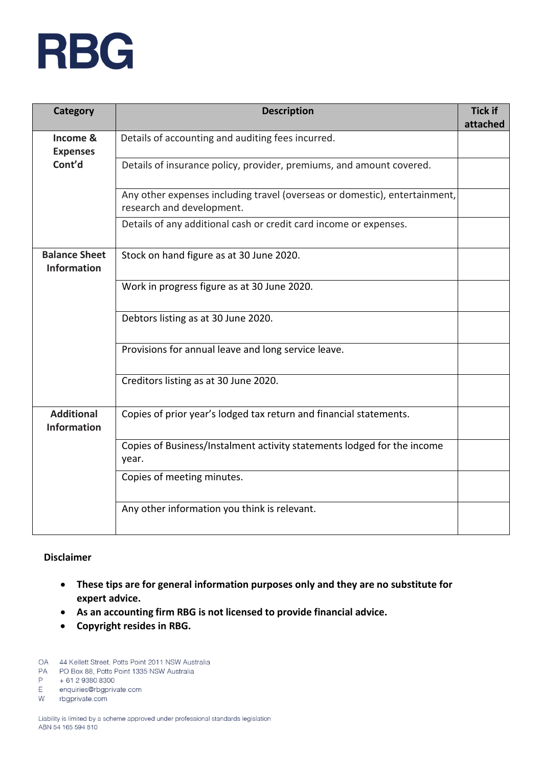# RBG

| Category | Description | Tick if attached |
|---|---|---|
| **Income & Expenses Cont'd** | Details of accounting and auditing fees incurred. | |
| | Details of insurance policy, provider, premiums, and amount covered. | |
| | Any other expenses including travel (overseas or domestic), entertainment, research and development. | |
| | Details of any additional cash or credit card income or expenses. | |
| **Balance Sheet Information** | Stock on hand figure as at 30 June 2020. | |
| | Work in progress figure as at 30 June 2020. | |
| | Debtors listing as at 30 June 2020. | |
| | Provisions for annual leave and long service leave. | |
| | Creditors listing as at 30 June 2020. | |
| **Additional Information** | Copies of prior year's lodged tax return and financial statements. | |
| | Copies of Business/Instalment activity statements lodged for the income year. | |
| | Copies of meeting minutes. | |
| | Any other information you think is relevant. | |

**Disclaimer**

- **These tips are for general information purposes only and they are no substitute for expert advice.**
- **As an accounting firm RBG is not licensed to provide financial advice.**
- **Copyright resides in RBG.**

OA 44 Kellett Street, Potts Point 2011 NSW Australia
PA PO Box 88, Potts Point 1335 NSW Australia
P + 61 2 9380 8300
E enquiries@rbgprivate.com
W rbgprivate.com

Liability is limited by a scheme approved under professional standards legislation
ABN 54 165 594 810